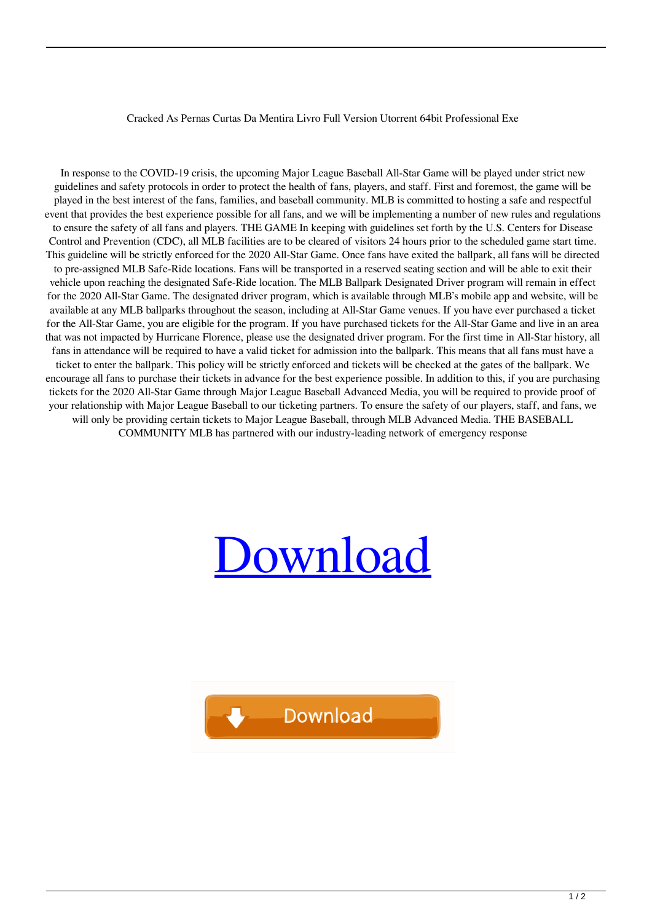Cracked As Pernas Curtas Da Mentira Livro Full Version Utorrent 64bit Professional Exe

In response to the COVID-19 crisis, the upcoming Major League Baseball All-Star Game will be played under strict new guidelines and safety protocols in order to protect the health of fans, players, and staff. First and foremost, the game will be played in the best interest of the fans, families, and baseball community. MLB is committed to hosting a safe and respectful event that provides the best experience possible for all fans, and we will be implementing a number of new rules and regulations to ensure the safety of all fans and players. THE GAME In keeping with guidelines set forth by the U.S. Centers for Disease Control and Prevention (CDC), all MLB facilities are to be cleared of visitors 24 hours prior to the scheduled game start time. This guideline will be strictly enforced for the 2020 All-Star Game. Once fans have exited the ballpark, all fans will be directed to pre-assigned MLB Safe-Ride locations. Fans will be transported in a reserved seating section and will be able to exit their vehicle upon reaching the designated Safe-Ride location. The MLB Ballpark Designated Driver program will remain in effect for the 2020 All-Star Game. The designated driver program, which is available through MLB's mobile app and website, will be available at any MLB ballparks throughout the season, including at All-Star Game venues. If you have ever purchased a ticket for the All-Star Game, you are eligible for the program. If you have purchased tickets for the All-Star Game and live in an area that was not impacted by Hurricane Florence, please use the designated driver program. For the first time in All-Star history, all fans in attendance will be required to have a valid ticket for admission into the ballpark. This means that all fans must have a ticket to enter the ballpark. This policy will be strictly enforced and tickets will be checked at the gates of the ballpark. We encourage all fans to purchase their tickets in advance for the best experience possible. In addition to this, if you are purchasing tickets for the 2020 All-Star Game through Major League Baseball Advanced Media, you will be required to provide proof of your relationship with Major League Baseball to our ticketing partners. To ensure the safety of our players, staff, and fans, we will only be providing certain tickets to Major League Baseball, through MLB Advanced Media. THE BASEBALL COMMUNITY MLB has partnered with our industry-leading network of emergency response

Download

Download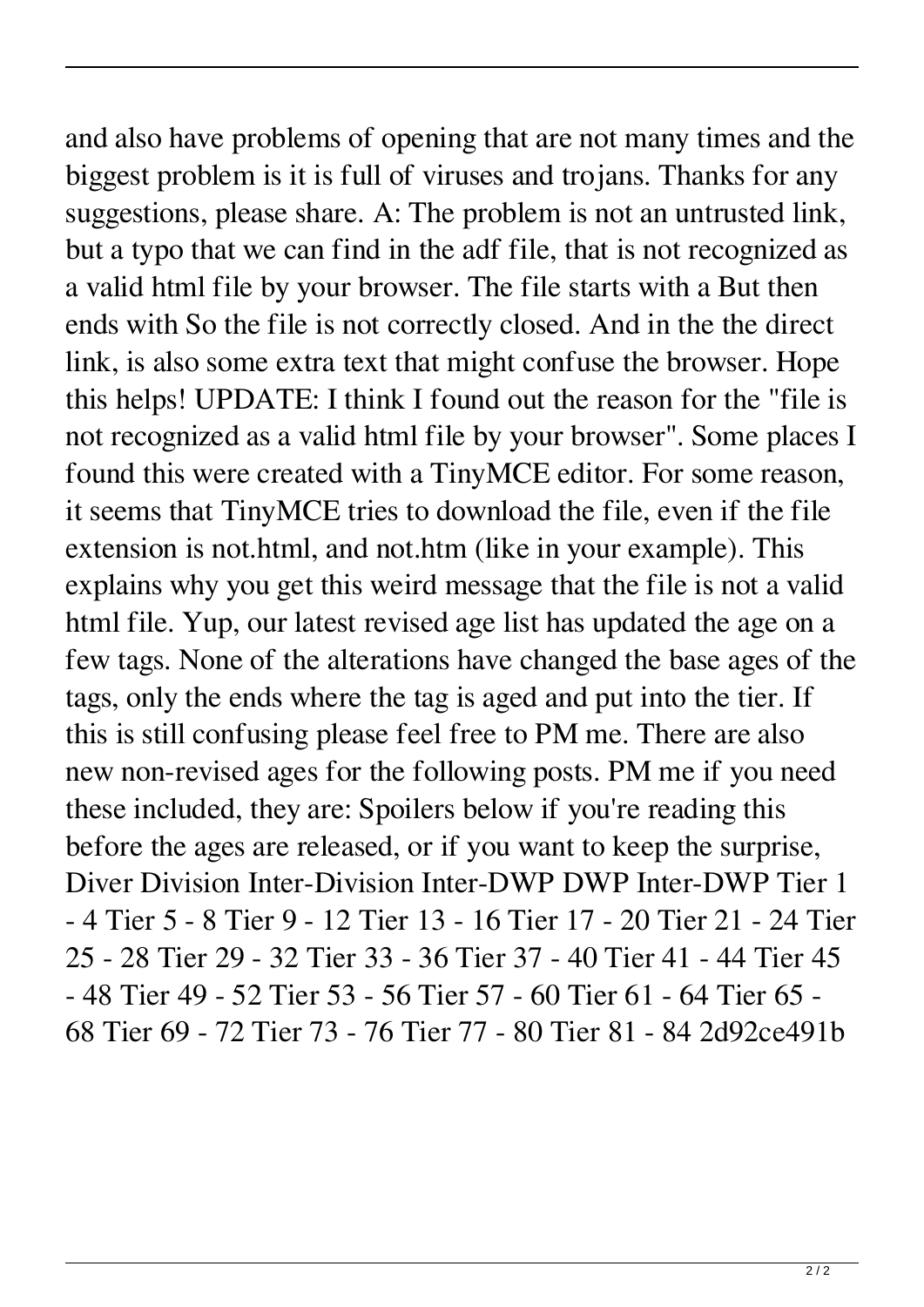and also have problems of opening that are not many times and the biggest problem is it is full of viruses and trojans. Thanks for any suggestions, please share. A: The problem is not an untrusted link, but a typo that we can find in the adf file, that is not recognized as a valid html file by your browser. The file starts with a But then ends with So the file is not correctly closed. And in the the direct link, is also some extra text that might confuse the browser. Hope this helps! UPDATE: I think I found out the reason for the "file is not recognized as a valid html file by your browser". Some places I found this were created with a TinyMCE editor. For some reason, it seems that TinyMCE tries to download the file, even if the file extension is not.html, and not.htm (like in your example). This explains why you get this weird message that the file is not a valid html file. Yup, our latest revised age list has updated the age on a few tags. None of the alterations have changed the base ages of the tags, only the ends where the tag is aged and put into the tier. If this is still confusing please feel free to PM me. There are also new non-revised ages for the following posts. PM me if you need these included, they are: Spoilers below if you're reading this before the ages are released, or if you want to keep the surprise, Diver Division Inter-Division Inter-DWP DWP Inter-DWP Tier 1 - 4 Tier 5 - 8 Tier 9 - 12 Tier 13 - 16 Tier 17 - 20 Tier 21 - 24 Tier 25 - 28 Tier 29 - 32 Tier 33 - 36 Tier 37 - 40 Tier 41 - 44 Tier 45 - 48 Tier 49 - 52 Tier 53 - 56 Tier 57 - 60 Tier 61 - 64 Tier 65 - 68 Tier 69 - 72 Tier 73 - 76 Tier 77 - 80 Tier 81 - 84 2d92ce491b